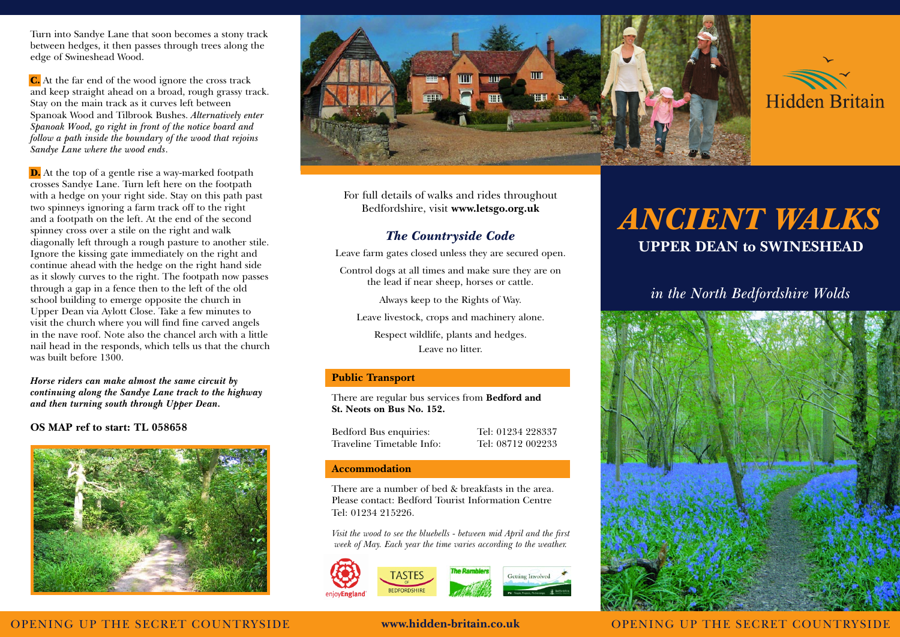Turn into Sandye Lane that soon becomes a stony track between hedges, it then passes through trees along the edge of Swineshead Wood.

**C.** At the far end of the wood ignore the cross track and keep straight ahead on a broad, rough grassy track. Stay on the main track as it curves left between Spanoak Wood and Tilbrook Bushes. *Alternatively enter Spanoak Wood, go right in front of the notice board and follow a path inside the boundary of the wood that rejoins Sandye Lane where the wood ends.*

**D.** At the top of a gentle rise a way-marked footpath crosses Sandye Lane. Turn left here on the footpath with a hedge on your right side. Stay on this path past two spinneys ignoring a farm track off to the right and a footpath on the left. At the end of the second spinney cross over a stile on the right and walk diagonally left through a rough pasture to another stile. Ignore the kissing gate immediately on the right and continue ahead with the hedge on the right hand side as it slowly curves to the right. The footpath now passes through a gap in a fence then to the left of the old school building to emerge opposite the church in Upper Dean via Aylott Close. Take a few minutes to visit the church where you will find fine carved angels in the nave roof. Note also the chancel arch with a little nail head in the responds, which tells us that the church was built before 1300.

***Horse riders can make almost the same circuit by continuing along the Sandye Lane track to the highway and then turning south through Upper Dean.***

**OS MAP ref to start: TL 058658**

For full details of walks and rides throughout Bedfordshire, visit **www.letsgo.org.uk**

## *The Countryside Code*

Leave farm gates closed unless they are secured open.

Control dogs at all times and make sure they are on the lead if near sheep, horses or cattle.

Always keep to the Rights of Way.

Leave livestock, crops and machinery alone.

Respect wildlife, plants and hedges.

Leave no litter.

### Public Transport

There are regular bus services from **Bedford and St. Neots on Bus No. 152.**

| | |
|---|---|
| Bedford Bus enquiries: | Tel: 01234 228337 |
| Traveline Timetable Info: | Tel: 08712 002233 |

### Accommodation

There are a number of bed & breakfasts in the area. Please contact: Bedford Tourist Information Centre Tel: 01234 215226.

*Visit the wood to see the bluebells - between mid April and the first week of May. Each year the time varies according to the weather.*

enjoyEngland · TASTES OF BEDFORDSHIRE · The Ramblers · Getting Involved

Hidden Britain

# *ANCIENT WALKS*

## UPPER DEAN to SWINESHEAD

*in the North Bedfordshire Wolds*

OPENING UP THE SECRET COUNTRYSIDE

**www.hidden-britain.co.uk**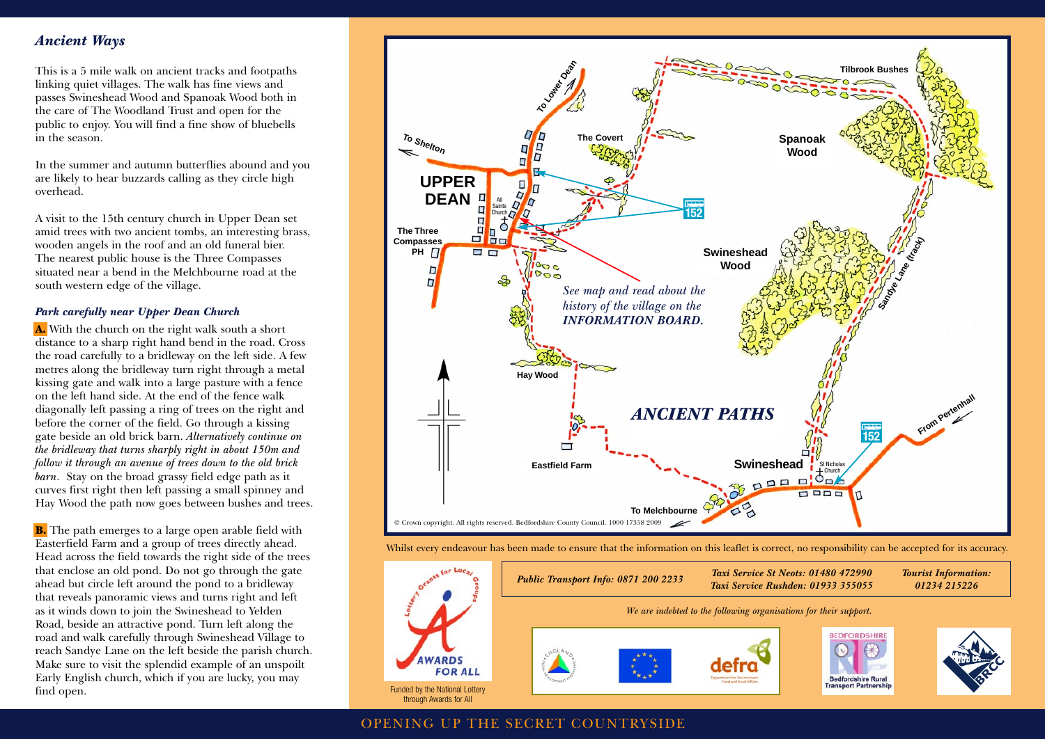## *Ancient Ways*

This is a 5 mile walk on ancient tracks and footpaths linking quiet villages. The walk has fine views and passes Swineshead Wood and Spanoak Wood both in the care of The Woodland Trust and open for the public to enjoy. You will find a fine show of bluebells in the season.

In the summer and autumn butterflies abound and you are likely to hear buzzards calling as they circle high overhead.

A visit to the 15th century church in Upper Dean set amid trees with two ancient tombs, an interesting brass, wooden angels in the roof and an old funeral bier. The nearest public house is the Three Compasses situated near a bend in the Melchbourne road at the south western edge of the village.

### *Park carefully near Upper Dean Church*

**A.** With the church on the right walk south a short distance to a sharp right hand bend in the road. Cross the road carefully to a bridleway on the left side. A few metres along the bridleway turn right through a metal kissing gate and walk into a large pasture with a fence on the left hand side. At the end of the fence walk diagonally left passing a ring of trees on the right and before the corner of the field. Go through a kissing gate beside an old brick barn. *Alternatively continue on the bridleway that turns sharply right in about 150m and follow it through an avenue of trees down to the old brick barn*. Stay on the broad grassy field edge path as it curves first right then left passing a small spinney and Hay Wood the path now goes between bushes and trees.

**B.** The path emerges to a large open arable field with Easterfield Farm and a group of trees directly ahead. Head across the field towards the right side of the trees that enclose an old pond. Do not go through the gate ahead but circle left around the pond to a bridleway that reveals panoramic views and turns right and left as it winds down to join the Swineshead to Yelden Road, beside an attractive pond. Turn left along the road and walk carefully through Swineshead Village to reach Sandye Lane on the left beside the parish church. Make sure to visit the splendid example of an unspoilt Early English church, which if you are lucky, you may find open.

To Lower Dean
To Shelton
The Covert
Tilbrook Bushes
Spanoak Wood
UPPER DEAN
All Saints Church
152
The Three Compasses PH
Swineshead Wood
Sandye Lane (track)
See map and read about the history of the village on the INFORMATION BOARD.
Hay Wood
ANCIENT PATHS
From Pertenhall
152
Eastfield Farm
Swineshead
St Nicholas Church
To Melchbourne
© Crown copyright. All rights reserved. Bedfordshire County Council. 1000 17358 2009

Whilst every endeavour has been made to ensure that the information on this leaflet is correct, no responsibility can be accepted for its accuracy.

Funded by the National Lottery through Awards for All

| *Public Transport Info: 0871 200 2233* | *Taxi Service St Neots: 01480 472990* *Taxi Service Rushden: 01933 355055* | *Tourist Information: 01234 215226* |
|---|---|---|

*We are indebted to the following organisations for their support.*

OPENING UP THE SECRET COUNTRYSIDE